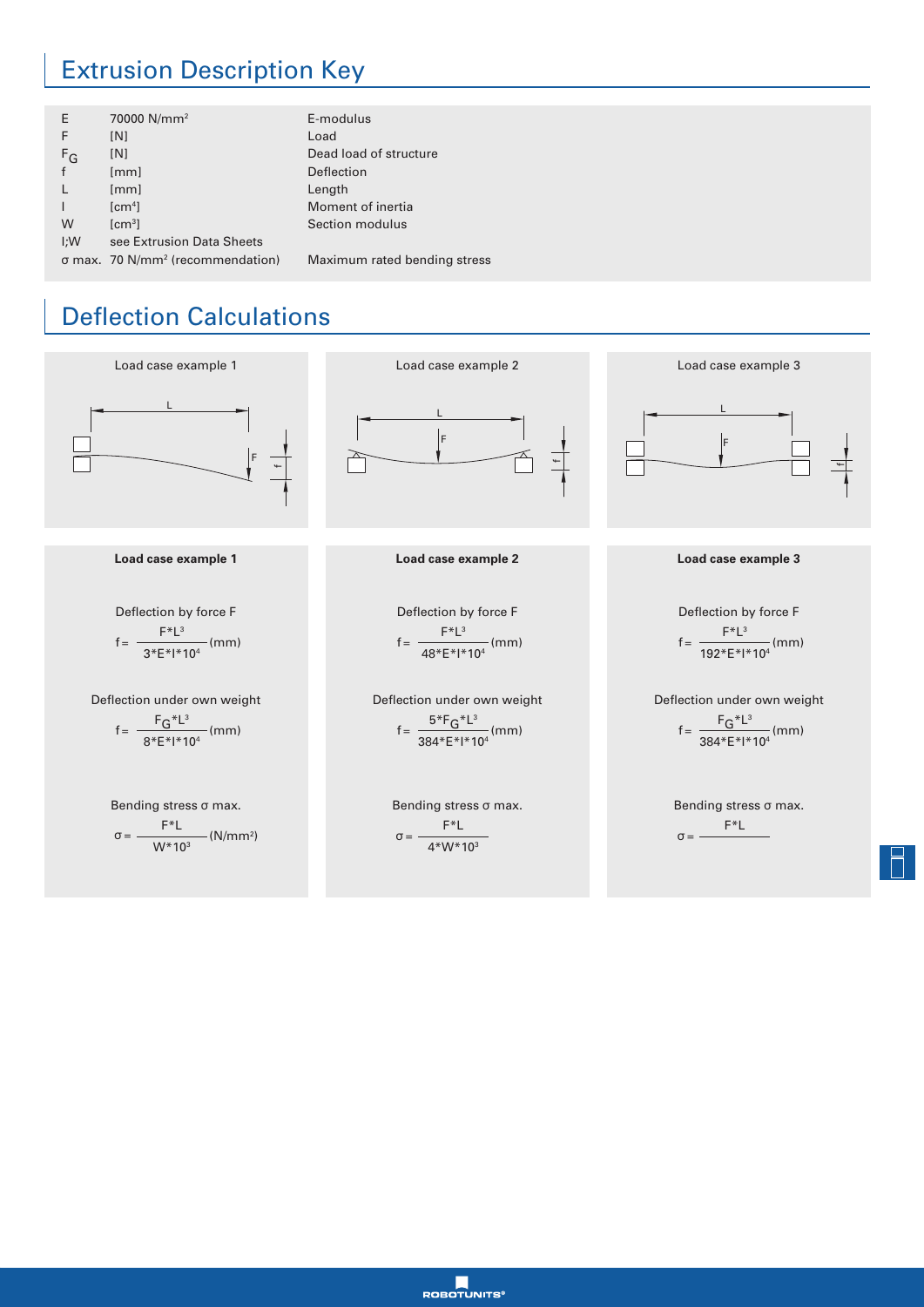# Extrusion Description Key

| | | |
|---|---|---|
| E | 70000 N/mm² | E-modulus |
| F | [N] | Load |
| $F_G$ | [N] | Dead load of structure |
| f | [mm] | Deflection |
| L | [mm] | Length |
| I | [cm⁴] | Moment of inertia |
| W | [cm³] | Section modulus |
| I;W | see Extrusion Data Sheets | |
| σ max. | 70 N/mm² (recommendation) | Maximum rated bending stress |

# Deflection Calculations

Load case example 1

Load case example 2

Load case example 3

**Load case example 1**

Deflection by force F

$$f = \frac{F*L^3}{3*E*I*10^4} \text{(mm)}$$

Deflection under own weight

$$f = \frac{F_G*L^3}{8*E*I*10^4} \text{(mm)}$$

Bending stress σ max.

$$\sigma = \frac{F*L}{W*10^3} \text{(N/mm}^2\text{)}$$

**Load case example 2**

Deflection by force F

$$f = \frac{F*L^3}{48*E*I*10^4} \text{(mm)}$$

Deflection under own weight

$$f = \frac{5*F_G*L^3}{384*E*I*10^4} \text{(mm)}$$

Bending stress σ max.

$$\sigma = \frac{F*L}{4*W*10^3}$$

**Load case example 3**

Deflection by force F

$$f = \frac{F*L^3}{192*E*I*10^4} \text{(mm)}$$

Deflection under own weight

$$f = \frac{F_G*L^3}{384*E*I*10^4} \text{(mm)}$$

Bending stress σ max.

$$\sigma = \frac{F*L}{\quad}$$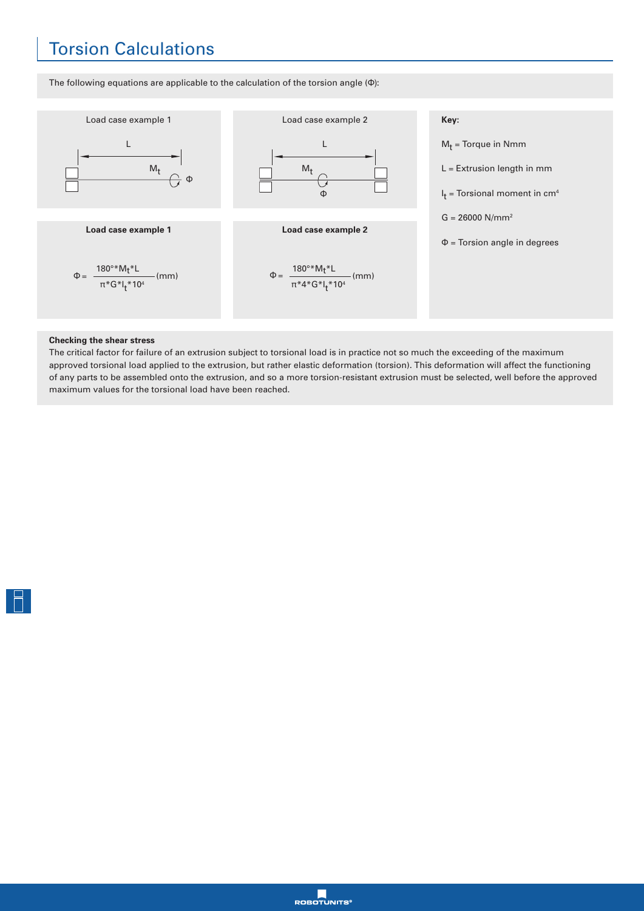# Torsion Calculations

The following equations are applicable to the calculation of the torsion angle (Φ):

Load case example 1

L

$M_t$

Φ

Load case example 2

L

$M_t$

Φ

**Load case example 1**

$$\Phi = \frac{180° * M_t * L}{\pi * G * I_t * 10^4} \text{(mm)}$$

**Load case example 2**

$$\Phi = \frac{180° * M_t * L}{\pi * 4 * G * I_t * 10^4} \text{(mm)}$$

**Key:**

$M_t$ = Torque in Nmm

L = Extrusion length in mm

$I_t$ = Torsional moment in $cm^4$

G = 26000 $N/mm^2$

Φ = Torsion angle in degrees

**Checking the shear stress**

The critical factor for failure of an extrusion subject to torsional load is in practice not so much the exceeding of the maximum approved torsional load applied to the extrusion, but rather elastic deformation (torsion). This deformation will affect the functioning of any parts to be assembled onto the extrusion, and so a more torsion-resistant extrusion must be selected, well before the approved maximum values for the torsional load have been reached.